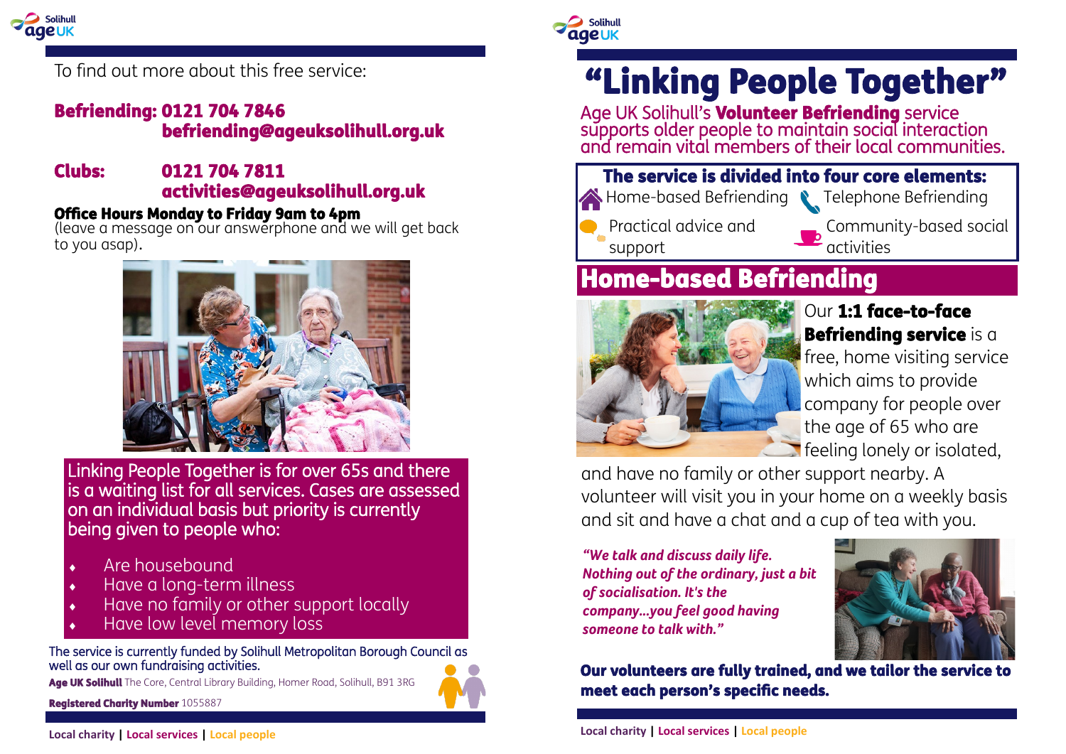To find out more about this free service:

**Befriending: 0121 704 7846**
**befriending@ageuksolihull.org.uk**

**Clubs: 0121 704 7811**
**activities@ageuksolihull.org.uk**

**Office Hours Monday to Friday 9am to 4pm**
(leave a message on our answerphone and we will get back to you asap).

Linking People Together is for over 65s and there is a waiting list for all services. Cases are assessed on an individual basis but priority is currently being given to people who:

- Are housebound
- Have a long-term illness
- Have no family or other support locally
- Have low level memory loss

The service is currently funded by Solihull Metropolitan Borough Council as well as our own fundraising activities.

**Age UK Solihull** The Core, Central Library Building, Homer Road, Solihull, B91 3RG

**Registered Charity Number** 1055887

**Local charity | Local services | Local people**

# "Linking People Together"

Age UK Solihull's **Volunteer Befriending** service supports older people to maintain social interaction and remain vital members of their local communities.

**The service is divided into four core elements:**

- Home-based Befriending
- Telephone Befriending
- Practical advice and support
- Community-based social activities

## Home-based Befriending

Our **1:1 face-to-face Befriending service** is a free, home visiting service which aims to provide company for people over the age of 65 who are feeling lonely or isolated, and have no family or other support nearby. A volunteer will visit you in your home on a weekly basis and sit and have a chat and a cup of tea with you.

***"We talk and discuss daily life. Nothing out of the ordinary, just a bit of socialisation. It's the company...you feel good having someone to talk with."***

**Our volunteers are fully trained, and we tailor the service to meet each person's specific needs.**

**Local charity | Local services | Local people**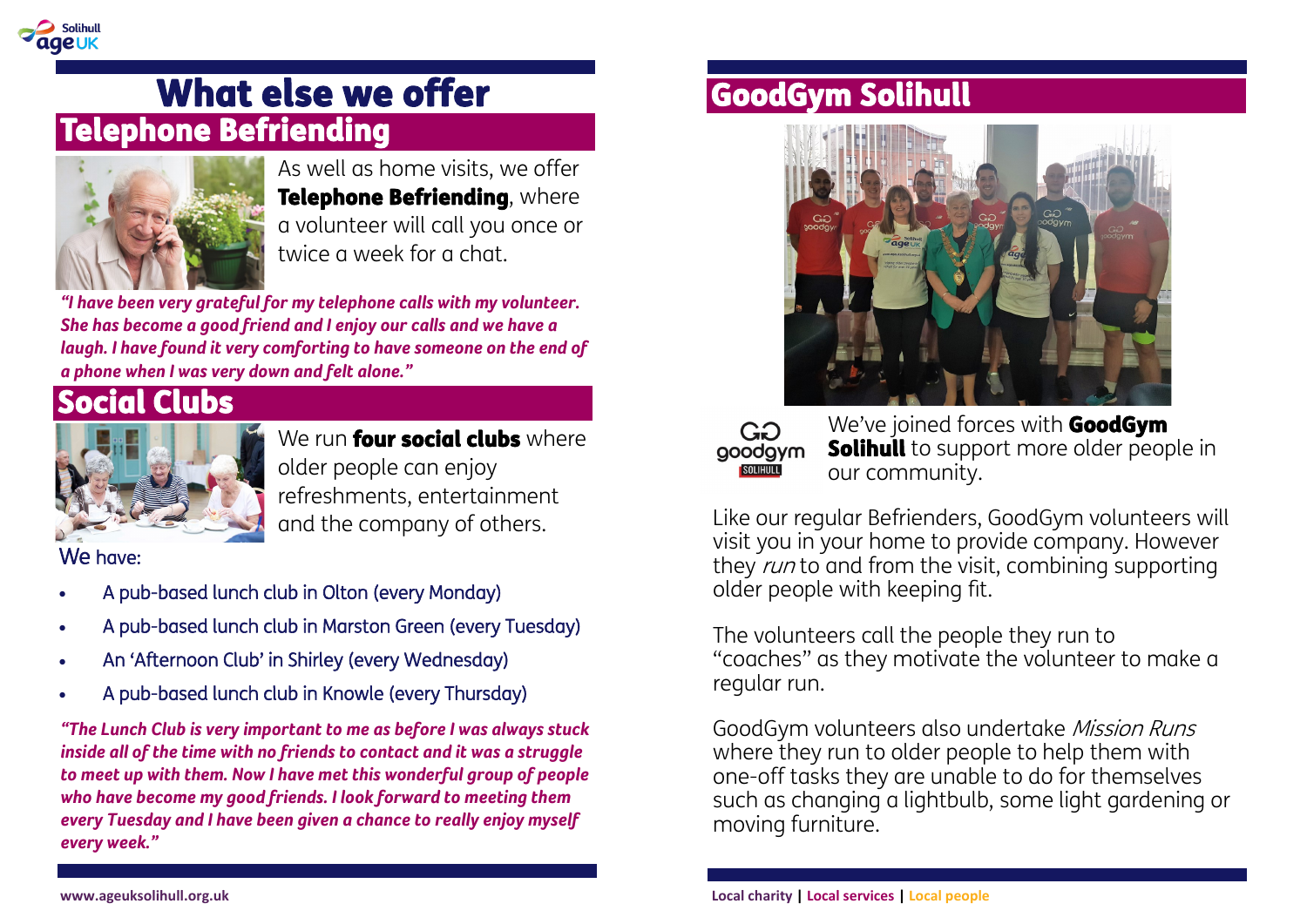# What else we offer

## Telephone Befriending

As well as home visits, we offer **Telephone Befriending**, where a volunteer will call you once or twice a week for a chat.

***"I have been very grateful for my telephone calls with my volunteer. She has become a good friend and I enjoy our calls and we have a laugh. I have found it very comforting to have someone on the end of a phone when I was very down and felt alone."***

## Social Clubs

We run **four social clubs** where older people can enjoy refreshments, entertainment and the company of others.

We have:

- A pub-based lunch club in Olton (every Monday)
- A pub-based lunch club in Marston Green (every Tuesday)
- An 'Afternoon Club' in Shirley (every Wednesday)
- A pub-based lunch club in Knowle (every Thursday)

***"The Lunch Club is very important to me as before I was always stuck inside all of the time with no friends to contact and it was a struggle to meet up with them. Now I have met this wonderful group of people who have become my good friends. I look forward to meeting them every Tuesday and I have been given a chance to really enjoy myself every week."***

## GoodGym Solihull

We've joined forces with **GoodGym Solihull** to support more older people in our community.

Like our regular Befrienders, GoodGym volunteers will visit you in your home to provide company. However they *run* to and from the visit, combining supporting older people with keeping fit.

The volunteers call the people they run to "coaches" as they motivate the volunteer to make a regular run.

GoodGym volunteers also undertake *Mission Runs* where they run to older people to help them with one-off tasks they are unable to do for themselves such as changing a lightbulb, some light gardening or moving furniture.

www.ageuksolihull.org.uk

Local charity | Local services | Local people